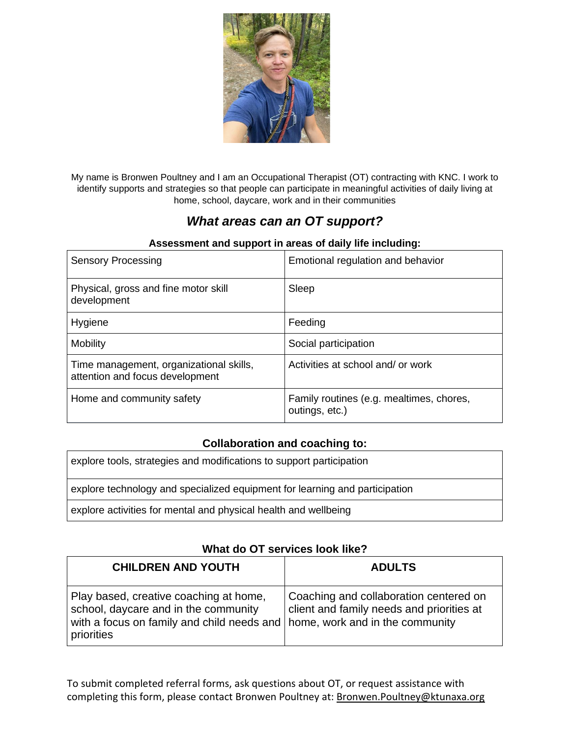My name is Bronwen Poultney and I am an Occupational Therapist (OT) contracting with KNC. I work to identify supports and strategies so that people can participate in meaningful activities of daily living at home, school, daycare, work and in their communities

## *What areas can an OT support?*

### Assessment and support in areas of daily life including:

| | |
|---|---|
| Sensory Processing | Emotional regulation and behavior |
| Physical, gross and fine motor skill development | Sleep |
| Hygiene | Feeding |
| Mobility | Social participation |
| Time management, organizational skills, attention and focus development | Activities at school and/ or work |
| Home and community safety | Family routines (e.g. mealtimes, chores, outings, etc.) |

### Collaboration and coaching to:

| |
|---|
| explore tools, strategies and modifications to support participation |
| explore technology and specialized equipment for learning and participation |
| explore activities for mental and physical health and wellbeing |

### What do OT services look like?

| CHILDREN AND YOUTH | ADULTS |
|---|---|
| Play based, creative coaching at home, school, daycare and in the community with a focus on family and child needs and priorities | Coaching and collaboration centered on client and family needs and priorities at home, work and in the community |

To submit completed referral forms, ask questions about OT, or request assistance with completing this form, please contact Bronwen Poultney at: Bronwen.Poultney@ktunaxa.org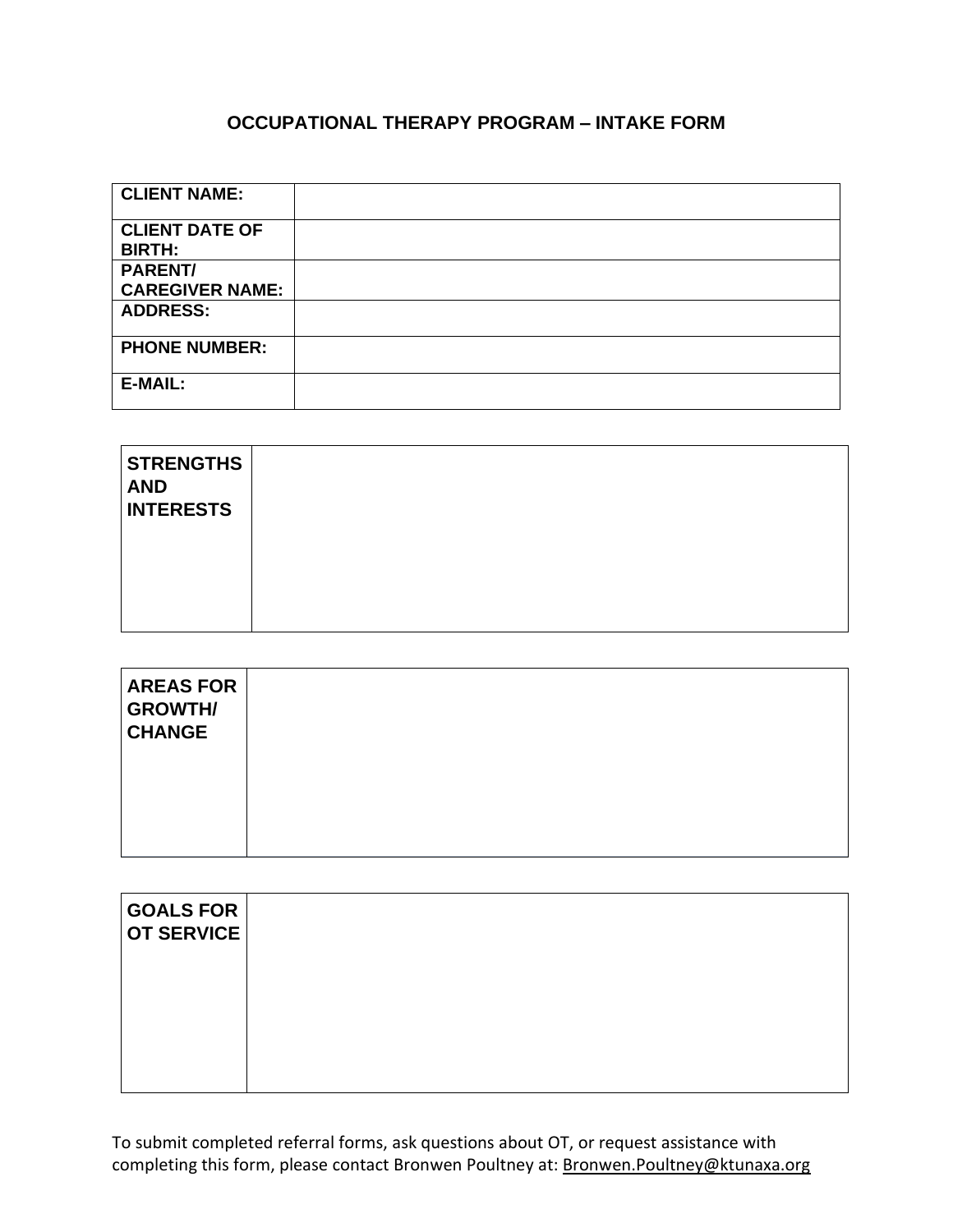## OCCUPATIONAL THERAPY PROGRAM – INTAKE FORM

| | |
|---|---|
| **CLIENT NAME:** | |
| **CLIENT DATE OF BIRTH:** | |
| **PARENT/ CAREGIVER NAME:** | |
| **ADDRESS:** | |
| **PHONE NUMBER:** | |
| **E-MAIL:** | |

| | |
|---|---|
| **STRENGTHS AND INTERESTS** | |

| | |
|---|---|
| **AREAS FOR GROWTH/ CHANGE** | |

| | |
|---|---|
| **GOALS FOR OT SERVICE** | |

To submit completed referral forms, ask questions about OT, or request assistance with completing this form, please contact Bronwen Poultney at: Bronwen.Poultney@ktunaxa.org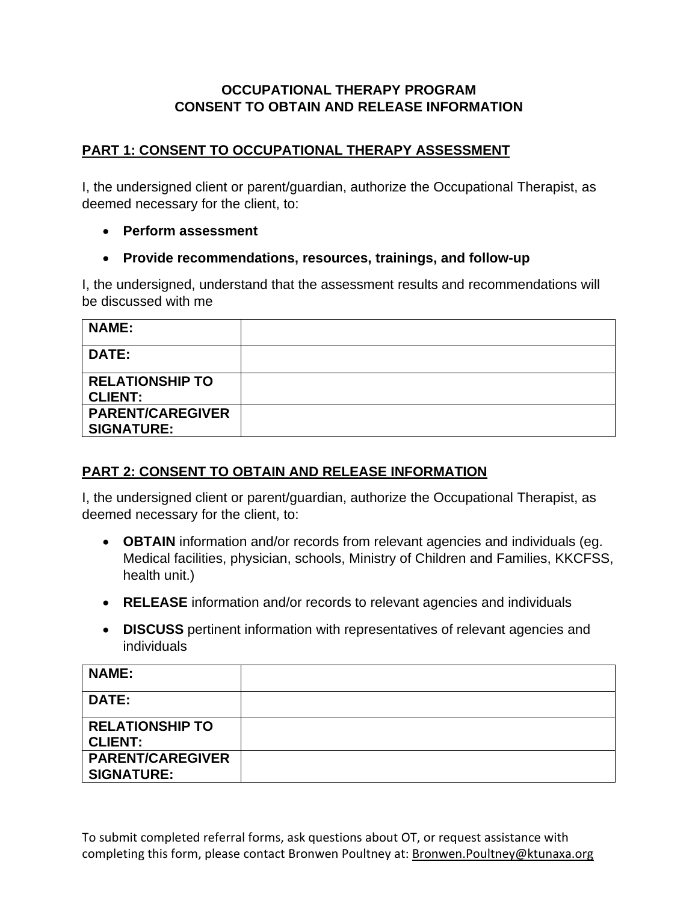# OCCUPATIONAL THERAPY PROGRAM
# CONSENT TO OBTAIN AND RELEASE INFORMATION

## PART 1: CONSENT TO OCCUPATIONAL THERAPY ASSESSMENT

I, the undersigned client or parent/guardian, authorize the Occupational Therapist, as deemed necessary for the client, to:

- **Perform assessment**
- **Provide recommendations, resources, trainings, and follow-up**

I, the undersigned, understand that the assessment results and recommendations will be discussed with me

| | |
|---|---|
| **NAME:** | |
| **DATE:** | |
| **RELATIONSHIP TO CLIENT:** | |
| **PARENT/CAREGIVER SIGNATURE:** | |

## PART 2: CONSENT TO OBTAIN AND RELEASE INFORMATION

I, the undersigned client or parent/guardian, authorize the Occupational Therapist, as deemed necessary for the client, to:

- **OBTAIN** information and/or records from relevant agencies and individuals (eg. Medical facilities, physician, schools, Ministry of Children and Families, KKCFSS, health unit.)
- **RELEASE** information and/or records to relevant agencies and individuals
- **DISCUSS** pertinent information with representatives of relevant agencies and individuals

| | |
|---|---|
| **NAME:** | |
| **DATE:** | |
| **RELATIONSHIP TO CLIENT:** | |
| **PARENT/CAREGIVER SIGNATURE:** | |

To submit completed referral forms, ask questions about OT, or request assistance with completing this form, please contact Bronwen Poultney at: Bronwen.Poultney@ktunaxa.org